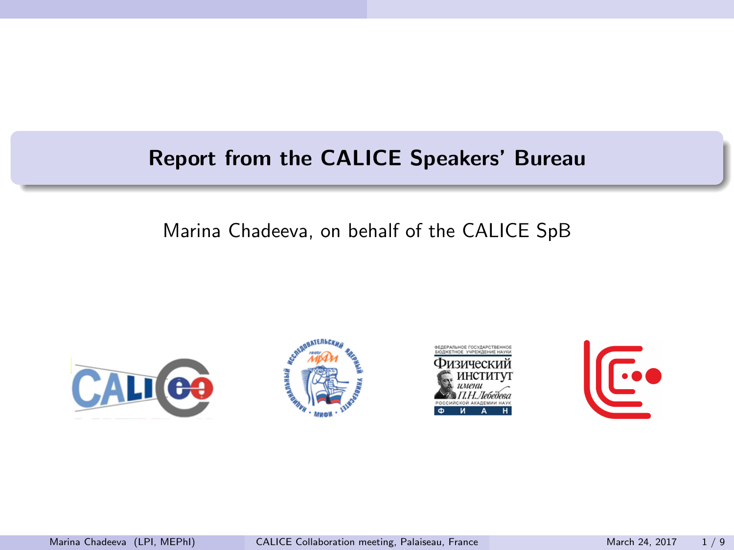# Report from the CALICE Speakers' Bureau

Marina Chadeeva, on behalf of the CALICE SpB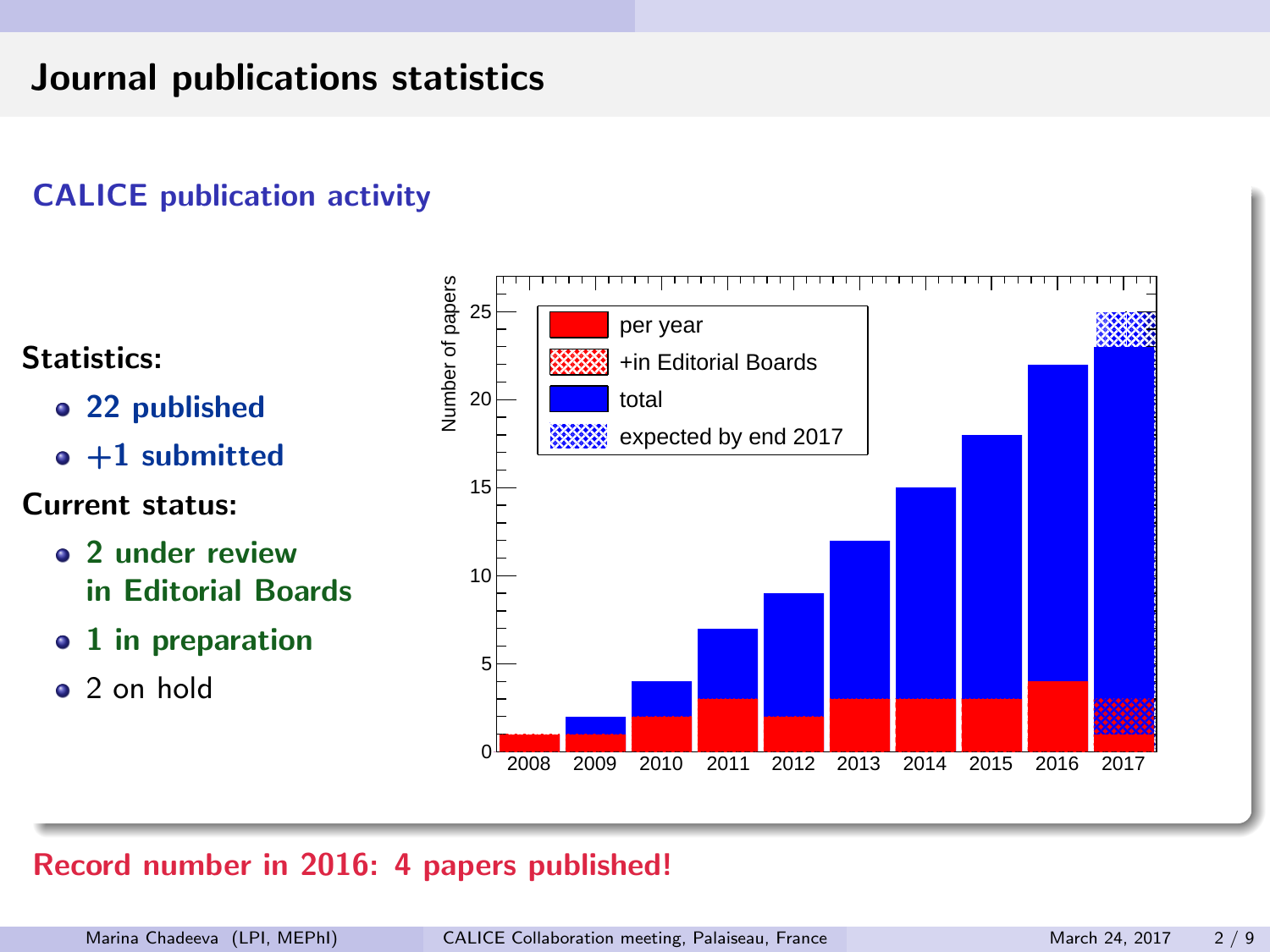# Journal publications statistics

## CALICE publication activity

**Statistics:**

- **22 published**
- **+1 submitted**

**Current status:**

- **2 under review in Editorial Boards**
- **1 in preparation**
- 2 on hold

**Record number in 2016: 4 papers published!**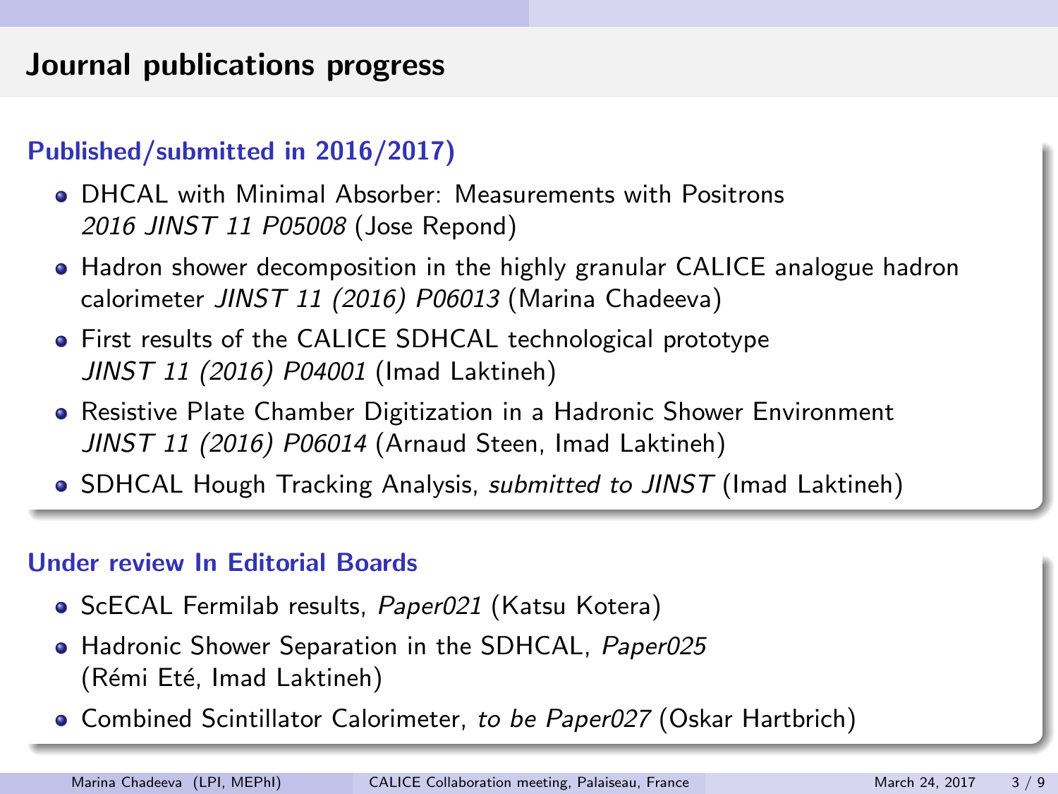# Journal publications progress

### Published/submitted in 2016/2017)

- DHCAL with Minimal Absorber: Measurements with Positrons
  *2016 JINST 11 P05008* (Jose Repond)
- Hadron shower decomposition in the highly granular CALICE analogue hadron calorimeter *JINST 11 (2016) P06013* (Marina Chadeeva)
- First results of the CALICE SDHCAL technological prototype
  *JINST 11 (2016) P04001* (Imad Laktineh)
- Resistive Plate Chamber Digitization in a Hadronic Shower Environment
  *JINST 11 (2016) P06014* (Arnaud Steen, Imad Laktineh)
- SDHCAL Hough Tracking Analysis, *submitted to JINST* (Imad Laktineh)

### Under review In Editorial Boards

- ScECAL Fermilab results, *Paper021* (Katsu Kotera)
- Hadronic Shower Separation in the SDHCAL, *Paper025*
  (Rémi Eté, Imad Laktineh)
- Combined Scintillator Calorimeter, *to be Paper027* (Oskar Hartbrich)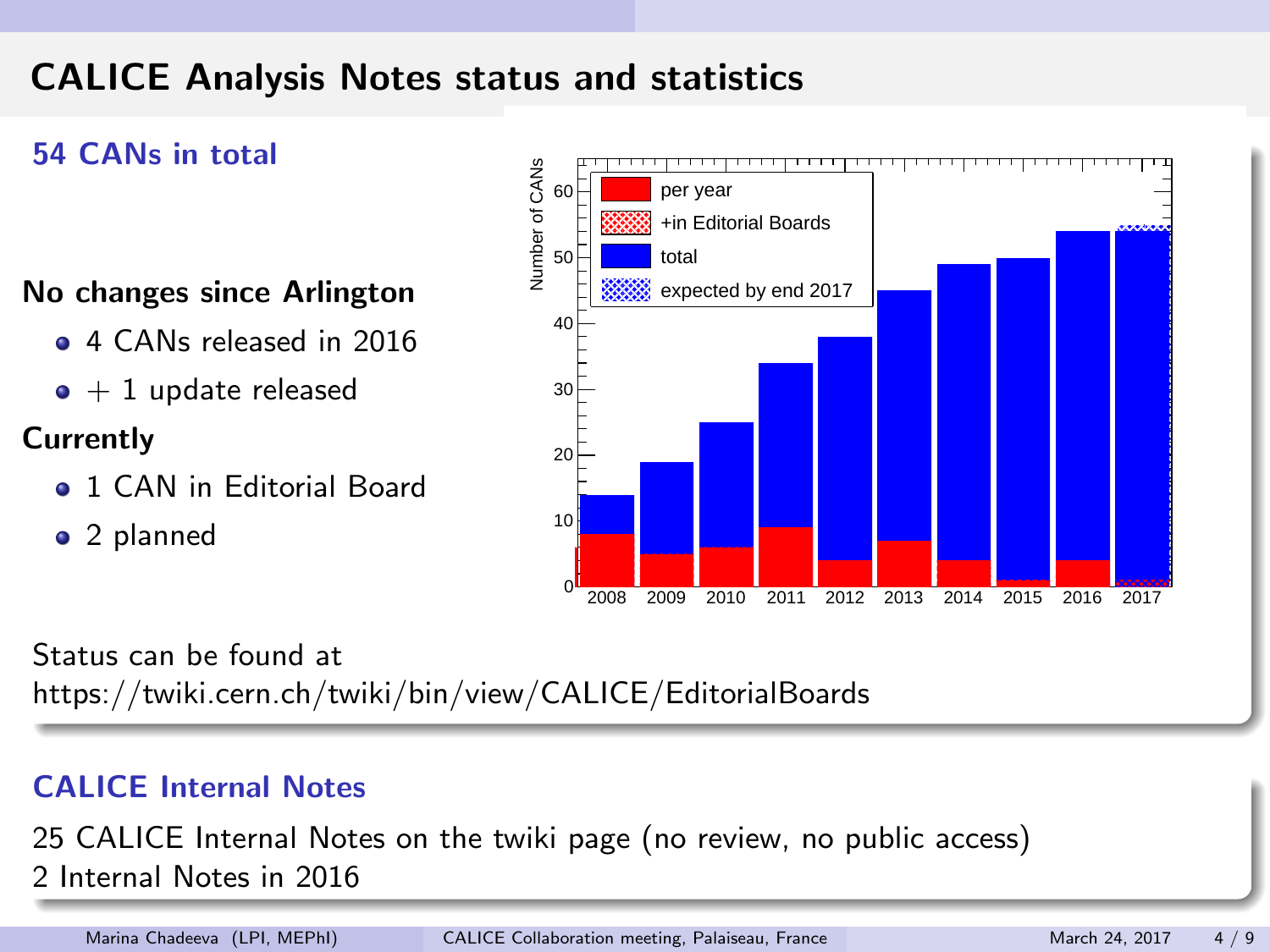# CALICE Analysis Notes status and statistics

## 54 CANs in total

**No changes since Arlington**

- 4 CANs released in 2016
- + 1 update released

**Currently**

- 1 CAN in Editorial Board
- 2 planned

Status can be found at
https://twiki.cern.ch/twiki/bin/view/CALICE/EditorialBoards

## CALICE Internal Notes

25 CALICE Internal Notes on the twiki page (no review, no public access)
2 Internal Notes in 2016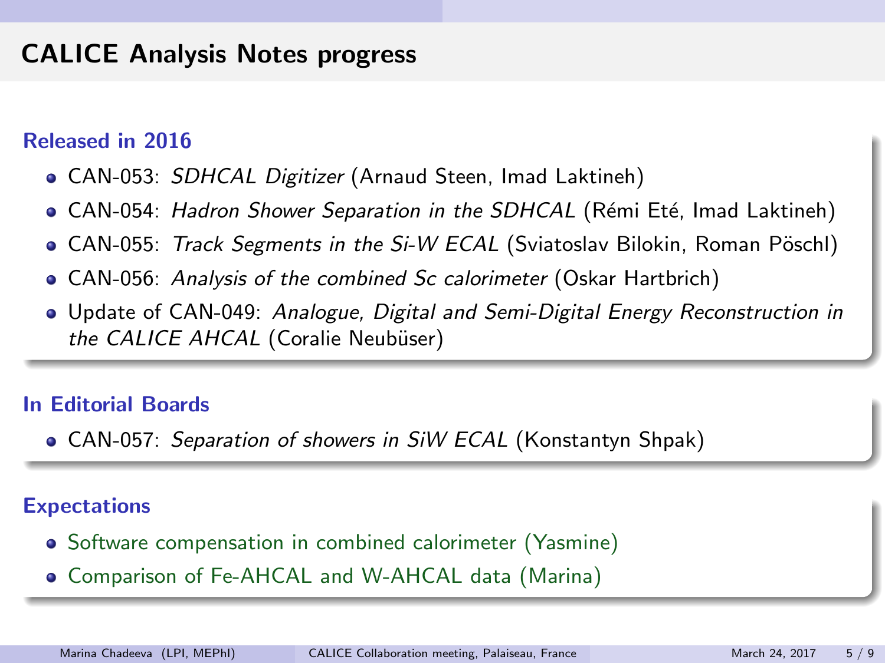# CALICE Analysis Notes progress

### Released in 2016

- CAN-053: *SDHCAL Digitizer* (Arnaud Steen, Imad Laktineh)
- CAN-054: *Hadron Shower Separation in the SDHCAL* (Rémi Eté, Imad Laktineh)
- CAN-055: *Track Segments in the Si-W ECAL* (Sviatoslav Bilokin, Roman Pöschl)
- CAN-056: *Analysis of the combined Sc calorimeter* (Oskar Hartbrich)
- Update of CAN-049: *Analogue, Digital and Semi-Digital Energy Reconstruction in the CALICE AHCAL* (Coralie Neubüser)

### In Editorial Boards

- CAN-057: *Separation of showers in SiW ECAL* (Konstantyn Shpak)

### Expectations

- Software compensation in combined calorimeter (Yasmine)
- Comparison of Fe-AHCAL and W-AHCAL data (Marina)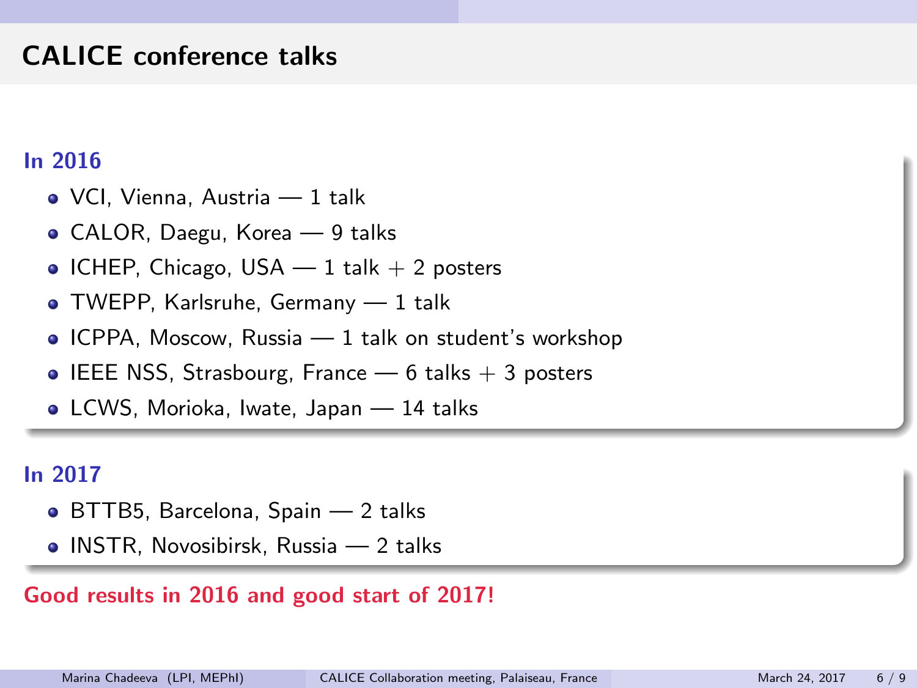# CALICE conference talks

### In 2016

- VCI, Vienna, Austria — 1 talk
- CALOR, Daegu, Korea — 9 talks
- ICHEP, Chicago, USA — 1 talk + 2 posters
- TWEPP, Karlsruhe, Germany — 1 talk
- ICPPA, Moscow, Russia — 1 talk on student's workshop
- IEEE NSS, Strasbourg, France — 6 talks + 3 posters
- LCWS, Morioka, Iwate, Japan — 14 talks

### In 2017

- BTTB5, Barcelona, Spain — 2 talks
- INSTR, Novosibirsk, Russia — 2 talks

**Good results in 2016 and good start of 2017!**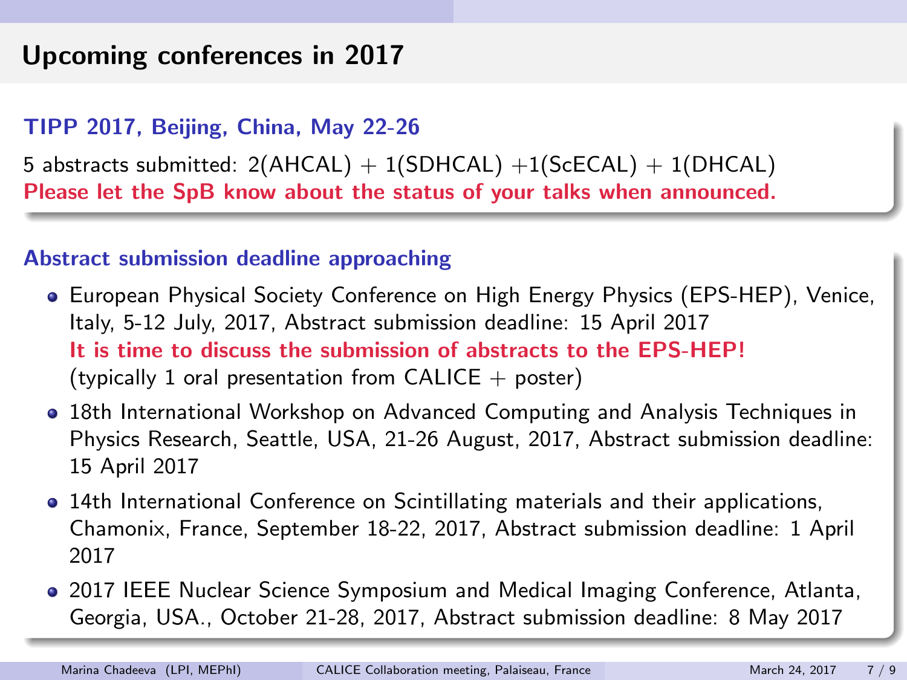# Upcoming conferences in 2017

### TIPP 2017, Beijing, China, May 22-26

5 abstracts submitted: 2(AHCAL) + 1(SDHCAL) +1(ScECAL) + 1(DHCAL)

**Please let the SpB know about the status of your talks when announced.**

### Abstract submission deadline approaching

- European Physical Society Conference on High Energy Physics (EPS-HEP), Venice, Italy, 5-12 July, 2017, Abstract submission deadline: 15 April 2017
  **It is time to discuss the submission of abstracts to the EPS-HEP!**
  (typically 1 oral presentation from CALICE + poster)
- 18th International Workshop on Advanced Computing and Analysis Techniques in Physics Research, Seattle, USA, 21-26 August, 2017, Abstract submission deadline: 15 April 2017
- 14th International Conference on Scintillating materials and their applications, Chamonix, France, September 18-22, 2017, Abstract submission deadline: 1 April 2017
- 2017 IEEE Nuclear Science Symposium and Medical Imaging Conference, Atlanta, Georgia, USA., October 21-28, 2017, Abstract submission deadline: 8 May 2017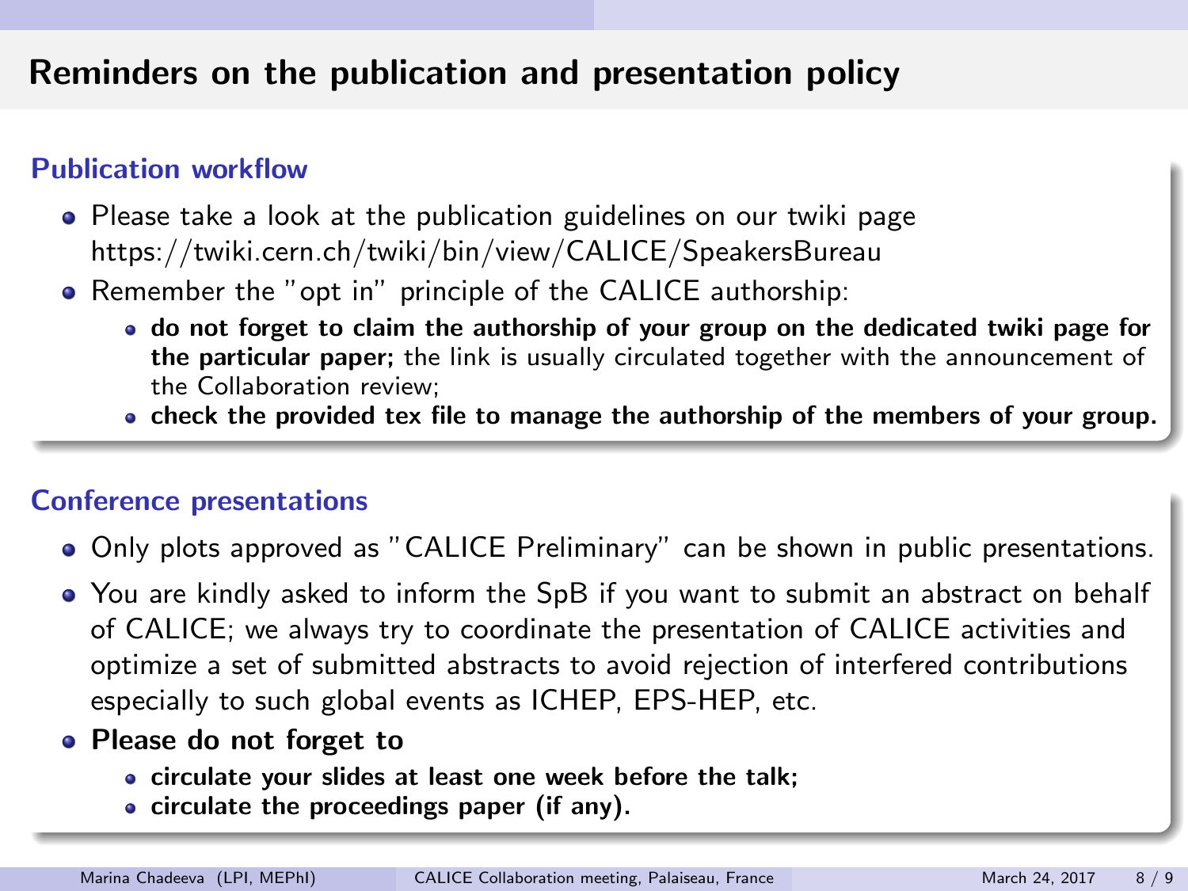# Reminders on the publication and presentation policy

## Publication workflow

- Please take a look at the publication guidelines on our twiki page https://twiki.cern.ch/twiki/bin/view/CALICE/SpeakersBureau
- Remember the "opt in" principle of the CALICE authorship:
  - **do not forget to claim the authorship of your group on the dedicated twiki page for the particular paper;** the link is usually circulated together with the announcement of the Collaboration review;
  - **check the provided tex file to manage the authorship of the members of your group.**

## Conference presentations

- Only plots approved as "CALICE Preliminary" can be shown in public presentations.
- You are kindly asked to inform the SpB if you want to submit an abstract on behalf of CALICE; we always try to coordinate the presentation of CALICE activities and optimize a set of submitted abstracts to avoid rejection of interfered contributions especially to such global events as ICHEP, EPS-HEP, etc.
- **Please do not forget to**
  - **circulate your slides at least one week before the talk;**
  - **circulate the proceedings paper (if any).**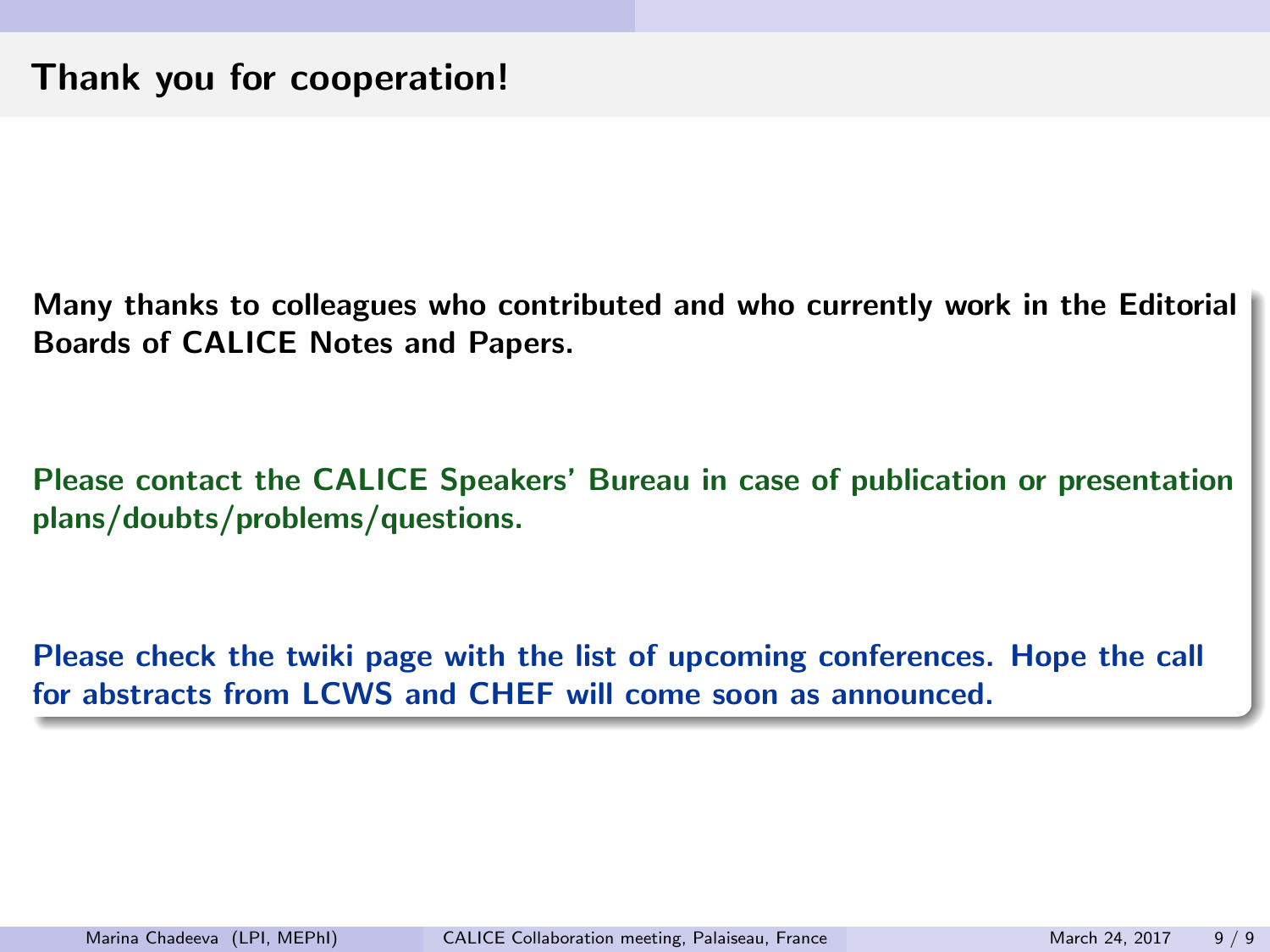## Thank you for cooperation!

**Many thanks to colleagues who contributed and who currently work in the Editorial Boards of CALICE Notes and Papers.**

**Please contact the CALICE Speakers' Bureau in case of publication or presentation plans/doubts/problems/questions.**

**Please check the twiki page with the list of upcoming conferences. Hope the call for abstracts from LCWS and CHEF will come soon as announced.**